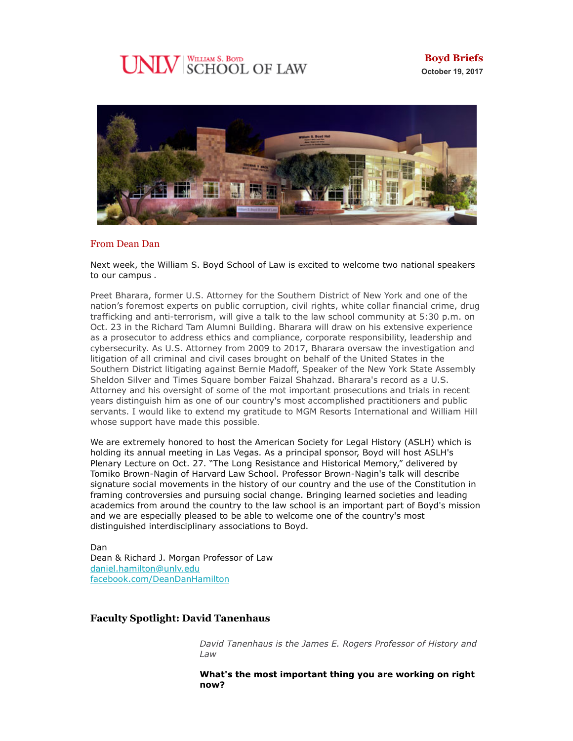UNLV William S. Boyd SCHOOL OF LAW

**Boyd Briefs**
October 19, 2017

## From Dean Dan

Next week, the William S. Boyd School of Law is excited to welcome two national speakers to our campus .

Preet Bharara, former U.S. Attorney for the Southern District of New York and one of the nation's foremost experts on public corruption, civil rights, white collar financial crime, drug trafficking and anti-terrorism, will give a talk to the law school community at 5:30 p.m. on Oct. 23 in the Richard Tam Alumni Building. Bharara will draw on his extensive experience as a prosecutor to address ethics and compliance, corporate responsibility, leadership and cybersecurity. As U.S. Attorney from 2009 to 2017, Bharara oversaw the investigation and litigation of all criminal and civil cases brought on behalf of the United States in the Southern District litigating against Bernie Madoff, Speaker of the New York State Assembly Sheldon Silver and Times Square bomber Faizal Shahzad. Bharara's record as a U.S. Attorney and his oversight of some of the mot important prosecutions and trials in recent years distinguish him as one of our country's most accomplished practitioners and public servants. I would like to extend my gratitude to MGM Resorts International and William Hill whose support have made this possible.

We are extremely honored to host the American Society for Legal History (ASLH) which is holding its annual meeting in Las Vegas. As a principal sponsor, Boyd will host ASLH's Plenary Lecture on Oct. 27. "The Long Resistance and Historical Memory," delivered by Tomiko Brown-Nagin of Harvard Law School. Professor Brown-Nagin's talk will describe signature social movements in the history of our country and the use of the Constitution in framing controversies and pursuing social change. Bringing learned societies and leading academics from around the country to the law school is an important part of Boyd's mission and we are especially pleased to be able to welcome one of the country's most distinguished interdisciplinary associations to Boyd.

Dan
Dean & Richard J. Morgan Professor of Law
daniel.hamilton@unlv.edu
facebook.com/DeanDanHamilton

## Faculty Spotlight: David Tanenhaus

*David Tanenhaus is the James E. Rogers Professor of History and Law*

**What's the most important thing you are working on right now?**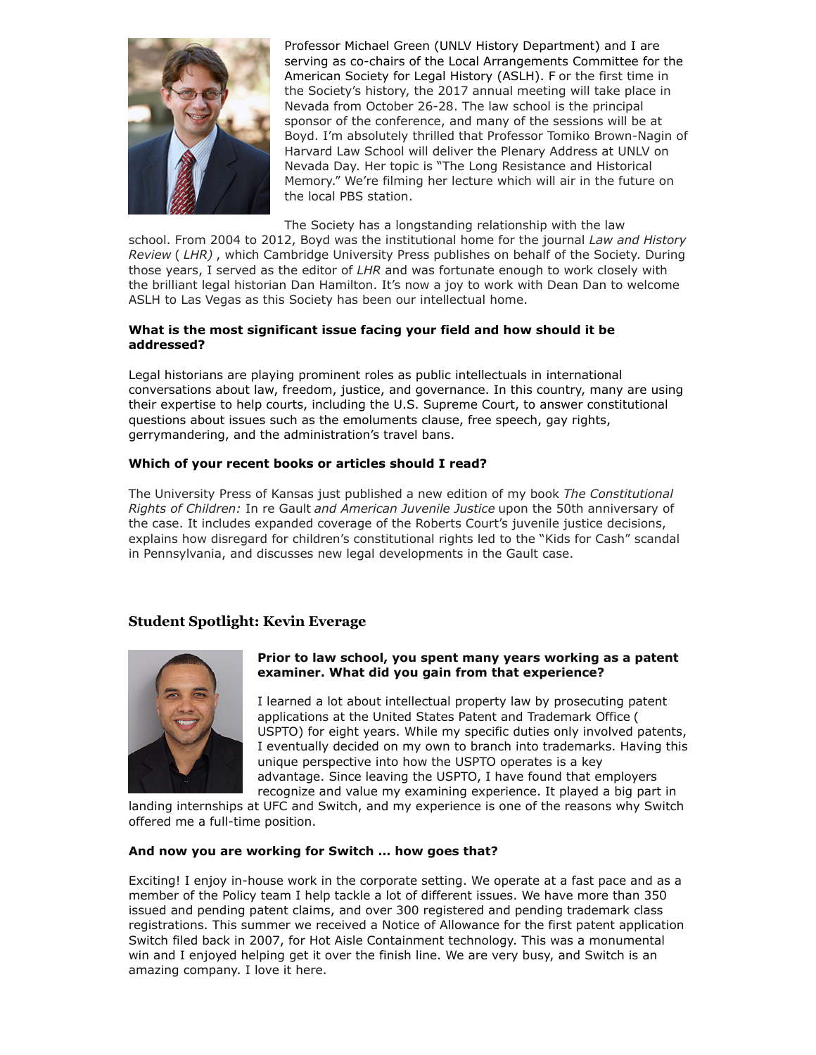Professor Michael Green (UNLV History Department) and I are serving as co-chairs of the Local Arrangements Committee for the American Society for Legal History (ASLH). For the first time in the Society's history, the 2017 annual meeting will take place in Nevada from October 26-28. The law school is the principal sponsor of the conference, and many of the sessions will be at Boyd. I'm absolutely thrilled that Professor Tomiko Brown-Nagin of Harvard Law School will deliver the Plenary Address at UNLV on Nevada Day. Her topic is "The Long Resistance and Historical Memory." We're filming her lecture which will air in the future on the local PBS station.

The Society has a longstanding relationship with the law school. From 2004 to 2012, Boyd was the institutional home for the journal *Law and History Review* ( *LHR)* , which Cambridge University Press publishes on behalf of the Society. During those years, I served as the editor of *LHR* and was fortunate enough to work closely with the brilliant legal historian Dan Hamilton. It's now a joy to work with Dean Dan to welcome ASLH to Las Vegas as this Society has been our intellectual home.

**What is the most significant issue facing your field and how should it be addressed?**

Legal historians are playing prominent roles as public intellectuals in international conversations about law, freedom, justice, and governance. In this country, many are using their expertise to help courts, including the U.S. Supreme Court, to answer constitutional questions about issues such as the emoluments clause, free speech, gay rights, gerrymandering, and the administration's travel bans.

**Which of your recent books or articles should I read?**

The University Press of Kansas just published a new edition of my book *The Constitutional Rights of Children:* In re Gault *and American Juvenile Justice* upon the 50th anniversary of the case. It includes expanded coverage of the Roberts Court's juvenile justice decisions, explains how disregard for children's constitutional rights led to the "Kids for Cash" scandal in Pennsylvania, and discusses new legal developments in the Gault case.

## Student Spotlight: Kevin Everage

**Prior to law school, you spent many years working as a patent examiner. What did you gain from that experience?**

I learned a lot about intellectual property law by prosecuting patent applications at the United States Patent and Trademark Office ( USPTO) for eight years. While my specific duties only involved patents, I eventually decided on my own to branch into trademarks. Having this unique perspective into how the USPTO operates is a key advantage. Since leaving the USPTO, I have found that employers recognize and value my examining experience. It played a big part in landing internships at UFC and Switch, and my experience is one of the reasons why Switch offered me a full-time position.

**And now you are working for Switch ... how goes that?**

Exciting! I enjoy in-house work in the corporate setting. We operate at a fast pace and as a member of the Policy team I help tackle a lot of different issues. We have more than 350 issued and pending patent claims, and over 300 registered and pending trademark class registrations. This summer we received a Notice of Allowance for the first patent application Switch filed back in 2007, for Hot Aisle Containment technology. This was a monumental win and I enjoyed helping get it over the finish line. We are very busy, and Switch is an amazing company. I love it here.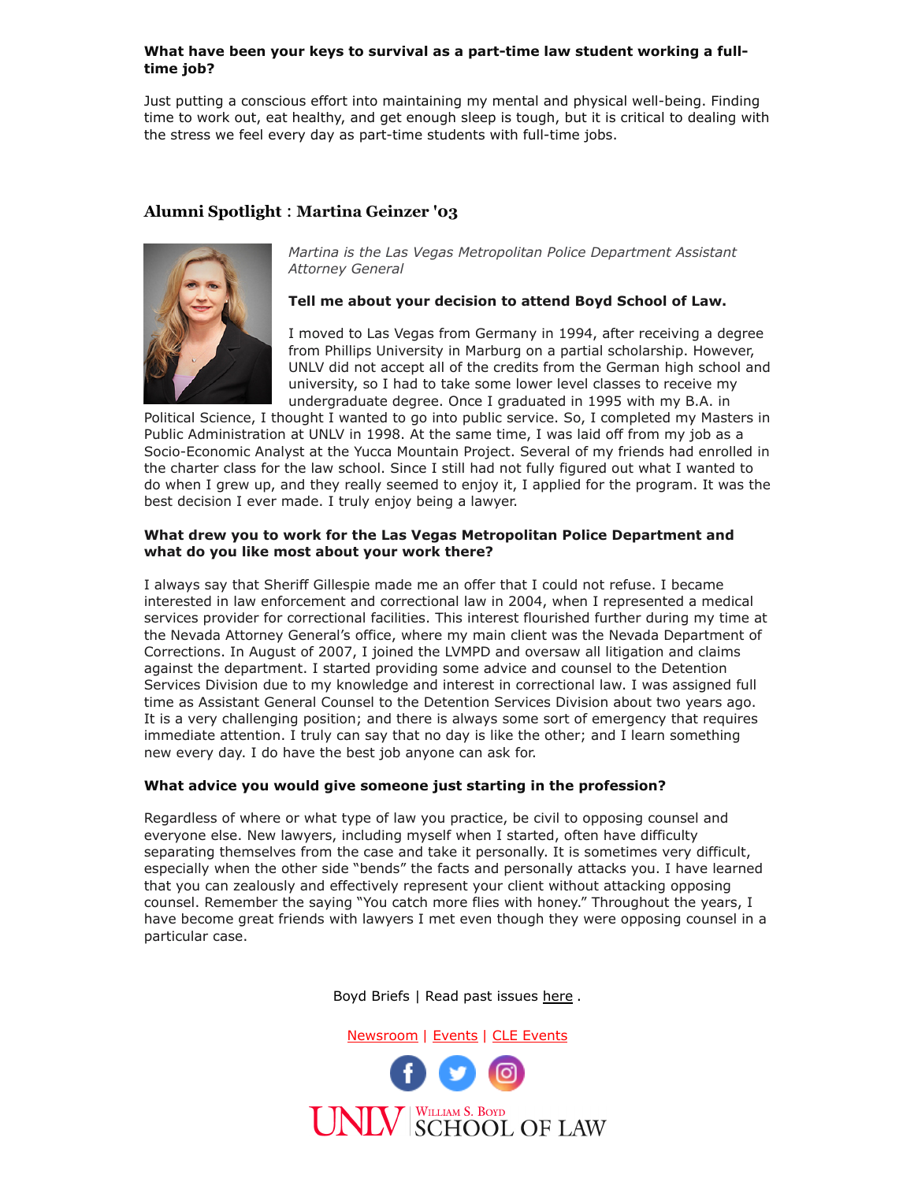**What have been your keys to survival as a part-time law student working a full-time job?**

Just putting a conscious effort into maintaining my mental and physical well-being. Finding time to work out, eat healthy, and get enough sleep is tough, but it is critical to dealing with the stress we feel every day as part-time students with full-time jobs.

## Alumni Spotlight : Martina Geinzer '03

*Martina is the Las Vegas Metropolitan Police Department Assistant Attorney General*

**Tell me about your decision to attend Boyd School of Law.**

I moved to Las Vegas from Germany in 1994, after receiving a degree from Phillips University in Marburg on a partial scholarship. However, UNLV did not accept all of the credits from the German high school and university, so I had to take some lower level classes to receive my undergraduate degree. Once I graduated in 1995 with my B.A. in Political Science, I thought I wanted to go into public service. So, I completed my Masters in Public Administration at UNLV in 1998. At the same time, I was laid off from my job as a Socio-Economic Analyst at the Yucca Mountain Project. Several of my friends had enrolled in the charter class for the law school. Since I still had not fully figured out what I wanted to do when I grew up, and they really seemed to enjoy it, I applied for the program. It was the best decision I ever made. I truly enjoy being a lawyer.

**What drew you to work for the Las Vegas Metropolitan Police Department and what do you like most about your work there?**

I always say that Sheriff Gillespie made me an offer that I could not refuse. I became interested in law enforcement and correctional law in 2004, when I represented a medical services provider for correctional facilities. This interest flourished further during my time at the Nevada Attorney General's office, where my main client was the Nevada Department of Corrections. In August of 2007, I joined the LVMPD and oversaw all litigation and claims against the department. I started providing some advice and counsel to the Detention Services Division due to my knowledge and interest in correctional law. I was assigned full time as Assistant General Counsel to the Detention Services Division about two years ago. It is a very challenging position; and there is always some sort of emergency that requires immediate attention. I truly can say that no day is like the other; and I learn something new every day. I do have the best job anyone can ask for.

**What advice you would give someone just starting in the profession?**

Regardless of where or what type of law you practice, be civil to opposing counsel and everyone else. New lawyers, including myself when I started, often have difficulty separating themselves from the case and take it personally. It is sometimes very difficult, especially when the other side "bends" the facts and personally attacks you. I have learned that you can zealously and effectively represent your client without attacking opposing counsel. Remember the saying "You catch more flies with honey." Throughout the years, I have become great friends with lawyers I met even though they were opposing counsel in a particular case.

Boyd Briefs | Read past issues here .

Newsroom | Events | CLE Events

UNLV William S. Boyd School of Law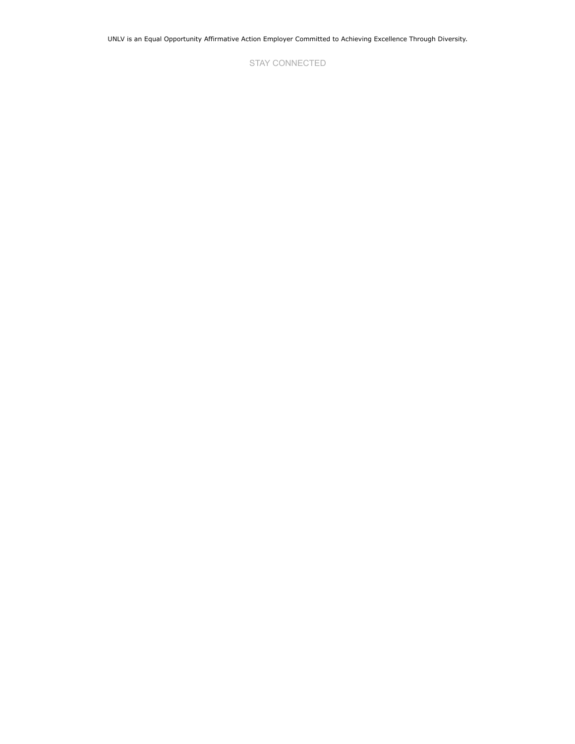UNLV is an Equal Opportunity Affirmative Action Employer Committed to Achieving Excellence Through Diversity.

STAY CONNECTED